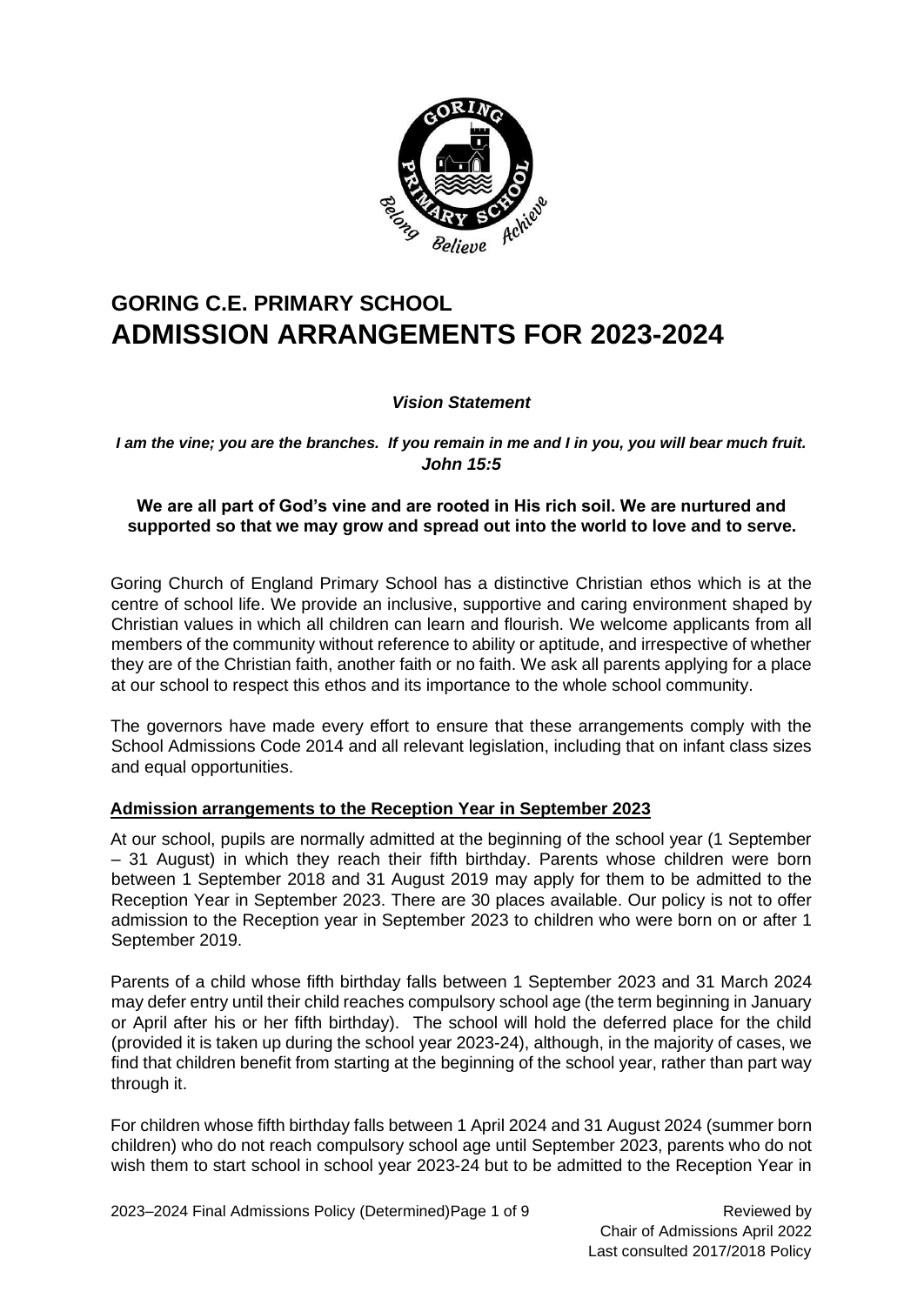# GORING C.E. PRIMARY SCHOOL
# ADMISSION ARRANGEMENTS FOR 2023-2024

***Vision Statement***

***I am the vine; you are the branches. If you remain in me and I in you, you will bear much fruit. John 15:5***

**We are all part of God's vine and are rooted in His rich soil. We are nurtured and supported so that we may grow and spread out into the world to love and to serve.**

Goring Church of England Primary School has a distinctive Christian ethos which is at the centre of school life. We provide an inclusive, supportive and caring environment shaped by Christian values in which all children can learn and flourish. We welcome applicants from all members of the community without reference to ability or aptitude, and irrespective of whether they are of the Christian faith, another faith or no faith. We ask all parents applying for a place at our school to respect this ethos and its importance to the whole school community.

The governors have made every effort to ensure that these arrangements comply with the School Admissions Code 2014 and all relevant legislation, including that on infant class sizes and equal opportunities.

## Admission arrangements to the Reception Year in September 2023

At our school, pupils are normally admitted at the beginning of the school year (1 September – 31 August) in which they reach their fifth birthday. Parents whose children were born between 1 September 2018 and 31 August 2019 may apply for them to be admitted to the Reception Year in September 2023. There are 30 places available. Our policy is not to offer admission to the Reception year in September 2023 to children who were born on or after 1 September 2019.

Parents of a child whose fifth birthday falls between 1 September 2023 and 31 March 2024 may defer entry until their child reaches compulsory school age (the term beginning in January or April after his or her fifth birthday). The school will hold the deferred place for the child (provided it is taken up during the school year 2023-24), although, in the majority of cases, we find that children benefit from starting at the beginning of the school year, rather than part way through it.

For children whose fifth birthday falls between 1 April 2024 and 31 August 2024 (summer born children) who do not reach compulsory school age until September 2023, parents who do not wish them to start school in school year 2023-24 but to be admitted to the Reception Year in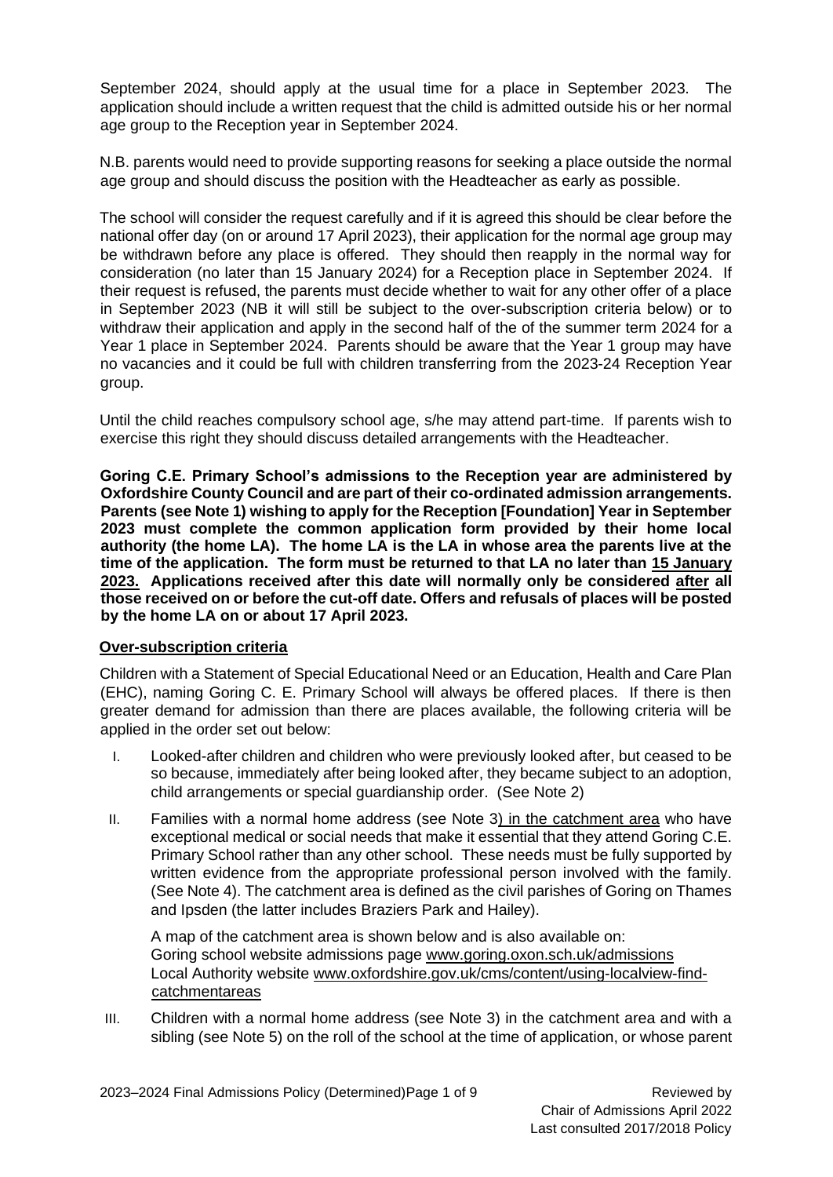September 2024, should apply at the usual time for a place in September 2023. The application should include a written request that the child is admitted outside his or her normal age group to the Reception year in September 2024.

N.B. parents would need to provide supporting reasons for seeking a place outside the normal age group and should discuss the position with the Headteacher as early as possible.

The school will consider the request carefully and if it is agreed this should be clear before the national offer day (on or around 17 April 2023), their application for the normal age group may be withdrawn before any place is offered. They should then reapply in the normal way for consideration (no later than 15 January 2024) for a Reception place in September 2024. If their request is refused, the parents must decide whether to wait for any other offer of a place in September 2023 (NB it will still be subject to the over-subscription criteria below) or to withdraw their application and apply in the second half of the of the summer term 2024 for a Year 1 place in September 2024. Parents should be aware that the Year 1 group may have no vacancies and it could be full with children transferring from the 2023-24 Reception Year group.

Until the child reaches compulsory school age, s/he may attend part-time. If parents wish to exercise this right they should discuss detailed arrangements with the Headteacher.

**Goring C.E. Primary School's admissions to the Reception year are administered by Oxfordshire County Council and are part of their co-ordinated admission arrangements. Parents (see Note 1) wishing to apply for the Reception [Foundation] Year in September 2023 must complete the common application form provided by their home local authority (the home LA). The home LA is the LA in whose area the parents live at the time of the application. The form must be returned to that LA no later than <u>15 January 2023.</u> Applications received after this date will normally only be considered <u>after</u> all those received on or before the cut-off date. Offers and refusals of places will be posted by the home LA on or about 17 April 2023.**

**<u>Over-subscription criteria</u>**

Children with a Statement of Special Educational Need or an Education, Health and Care Plan (EHC), naming Goring C. E. Primary School will always be offered places. If there is then greater demand for admission than there are places available, the following criteria will be applied in the order set out below:

I. Looked-after children and children who were previously looked after, but ceased to be so because, immediately after being looked after, they became subject to an adoption, child arrangements or special guardianship order. (See Note 2)

II. Families with a normal home address (see Note 3<u>) in the catchment area</u> who have exceptional medical or social needs that make it essential that they attend Goring C.E. Primary School rather than any other school. These needs must be fully supported by written evidence from the appropriate professional person involved with the family. (See Note 4). The catchment area is defined as the civil parishes of Goring on Thames and Ipsden (the latter includes Braziers Park and Hailey).

   A map of the catchment area is shown below and is also available on:
   Goring school website admissions page www.goring.oxon.sch.uk/admissions
   Local Authority website www.oxfordshire.gov.uk/cms/content/using-localview-find-catchmentareas

III. Children with a normal home address (see Note 3) in the catchment area and with a sibling (see Note 5) on the roll of the school at the time of application, or whose parent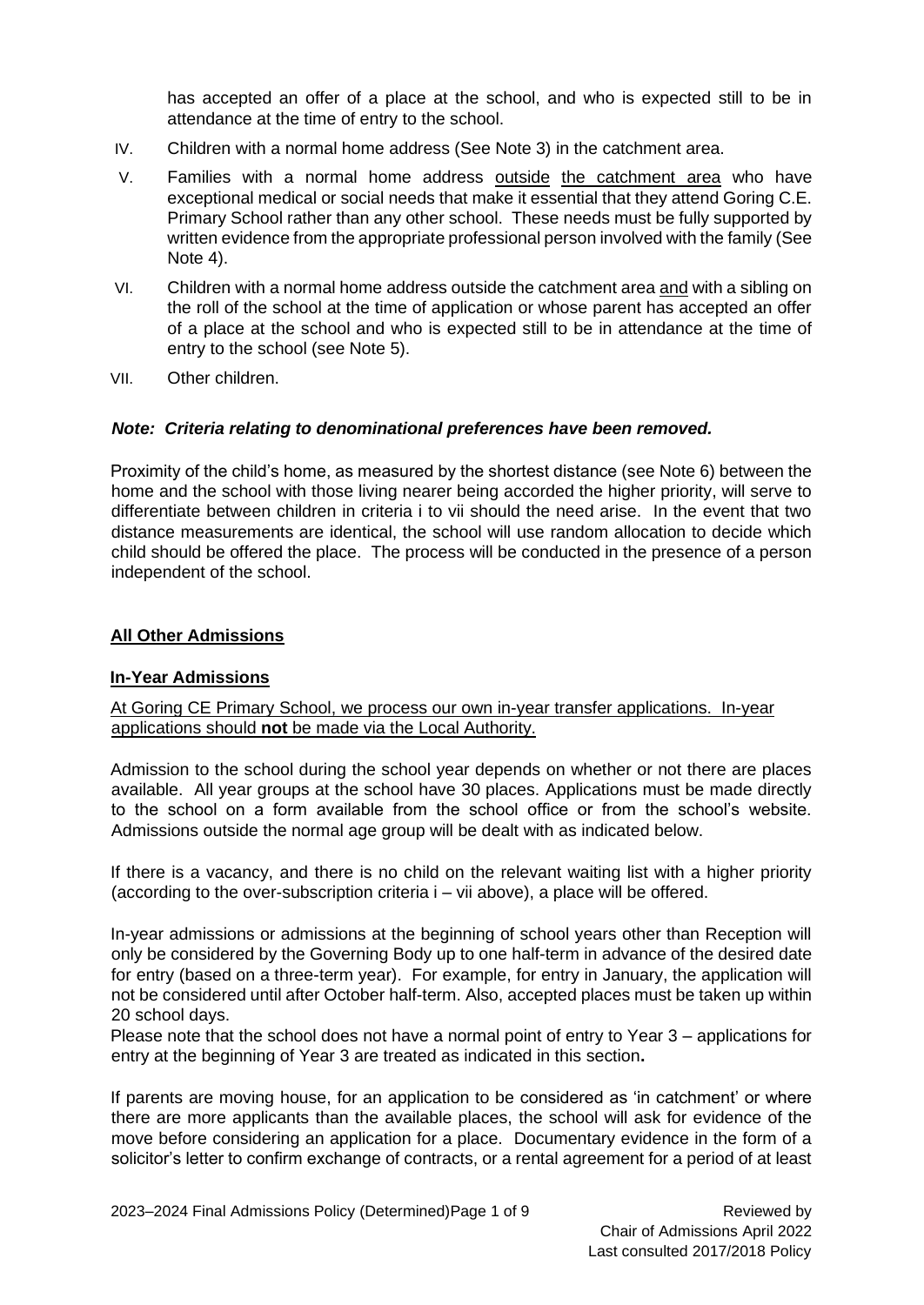has accepted an offer of a place at the school, and who is expected still to be in attendance at the time of entry to the school.

IV. Children with a normal home address (See Note 3) in the catchment area.

V. Families with a normal home address outside the catchment area who have exceptional medical or social needs that make it essential that they attend Goring C.E. Primary School rather than any other school. These needs must be fully supported by written evidence from the appropriate professional person involved with the family (See Note 4).

VI. Children with a normal home address outside the catchment area and with a sibling on the roll of the school at the time of application or whose parent has accepted an offer of a place at the school and who is expected still to be in attendance at the time of entry to the school (see Note 5).

VII. Other children.

***Note: Criteria relating to denominational preferences have been removed.***

Proximity of the child's home, as measured by the shortest distance (see Note 6) between the home and the school with those living nearer being accorded the higher priority, will serve to differentiate between children in criteria i to vii should the need arise. In the event that two distance measurements are identical, the school will use random allocation to decide which child should be offered the place. The process will be conducted in the presence of a person independent of the school.

**All Other Admissions**

**In-Year Admissions**

At Goring CE Primary School, we process our own in-year transfer applications. In-year applications should **not** be made via the Local Authority.

Admission to the school during the school year depends on whether or not there are places available. All year groups at the school have 30 places. Applications must be made directly to the school on a form available from the school office or from the school's website. Admissions outside the normal age group will be dealt with as indicated below.

If there is a vacancy, and there is no child on the relevant waiting list with a higher priority (according to the over-subscription criteria i – vii above), a place will be offered.

In-year admissions or admissions at the beginning of school years other than Reception will only be considered by the Governing Body up to one half-term in advance of the desired date for entry (based on a three-term year). For example, for entry in January, the application will not be considered until after October half-term. Also, accepted places must be taken up within 20 school days.

Please note that the school does not have a normal point of entry to Year 3 – applications for entry at the beginning of Year 3 are treated as indicated in this section**.**

If parents are moving house, for an application to be considered as 'in catchment' or where there are more applicants than the available places, the school will ask for evidence of the move before considering an application for a place. Documentary evidence in the form of a solicitor's letter to confirm exchange of contracts, or a rental agreement for a period of at least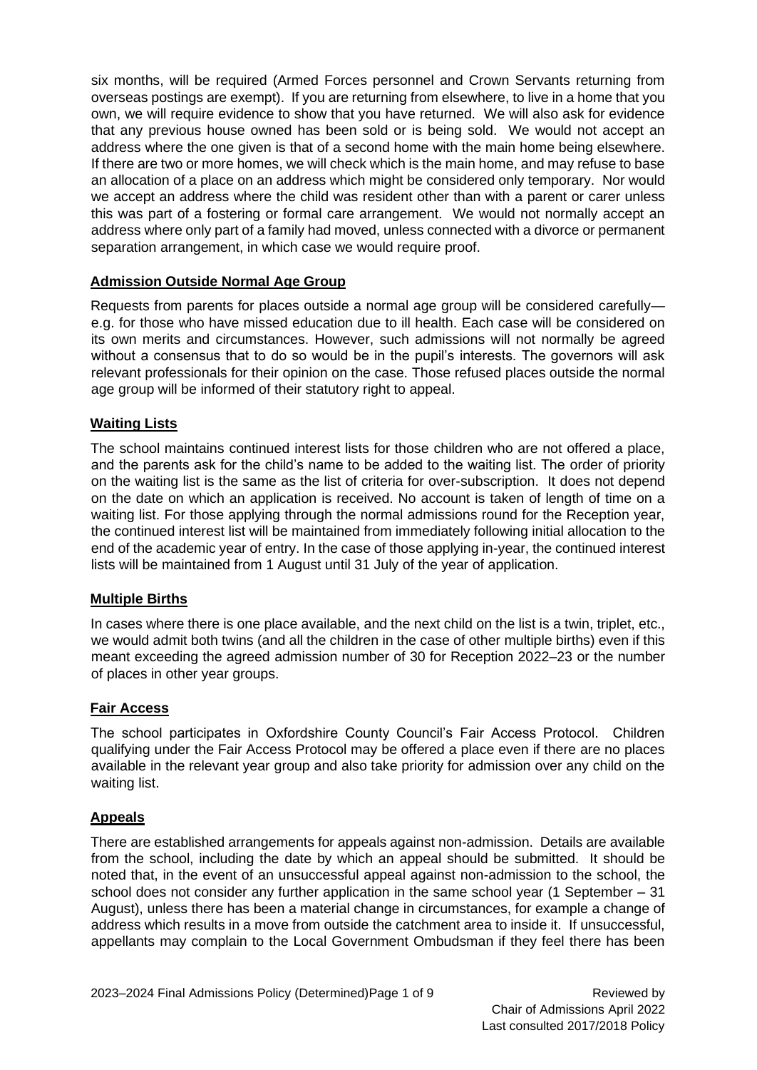six months, will be required (Armed Forces personnel and Crown Servants returning from overseas postings are exempt). If you are returning from elsewhere, to live in a home that you own, we will require evidence to show that you have returned. We will also ask for evidence that any previous house owned has been sold or is being sold. We would not accept an address where the one given is that of a second home with the main home being elsewhere. If there are two or more homes, we will check which is the main home, and may refuse to base an allocation of a place on an address which might be considered only temporary. Nor would we accept an address where the child was resident other than with a parent or carer unless this was part of a fostering or formal care arrangement. We would not normally accept an address where only part of a family had moved, unless connected with a divorce or permanent separation arrangement, in which case we would require proof.

## Admission Outside Normal Age Group

Requests from parents for places outside a normal age group will be considered carefully—e.g. for those who have missed education due to ill health. Each case will be considered on its own merits and circumstances. However, such admissions will not normally be agreed without a consensus that to do so would be in the pupil's interests. The governors will ask relevant professionals for their opinion on the case. Those refused places outside the normal age group will be informed of their statutory right to appeal.

## Waiting Lists

The school maintains continued interest lists for those children who are not offered a place, and the parents ask for the child's name to be added to the waiting list. The order of priority on the waiting list is the same as the list of criteria for over-subscription. It does not depend on the date on which an application is received. No account is taken of length of time on a waiting list. For those applying through the normal admissions round for the Reception year, the continued interest list will be maintained from immediately following initial allocation to the end of the academic year of entry. In the case of those applying in-year, the continued interest lists will be maintained from 1 August until 31 July of the year of application.

## Multiple Births

In cases where there is one place available, and the next child on the list is a twin, triplet, etc., we would admit both twins (and all the children in the case of other multiple births) even if this meant exceeding the agreed admission number of 30 for Reception 2022–23 or the number of places in other year groups.

## Fair Access

The school participates in Oxfordshire County Council's Fair Access Protocol. Children qualifying under the Fair Access Protocol may be offered a place even if there are no places available in the relevant year group and also take priority for admission over any child on the waiting list.

## Appeals

There are established arrangements for appeals against non-admission. Details are available from the school, including the date by which an appeal should be submitted. It should be noted that, in the event of an unsuccessful appeal against non-admission to the school, the school does not consider any further application in the same school year (1 September – 31 August), unless there has been a material change in circumstances, for example a change of address which results in a move from outside the catchment area to inside it. If unsuccessful, appellants may complain to the Local Government Ombudsman if they feel there has been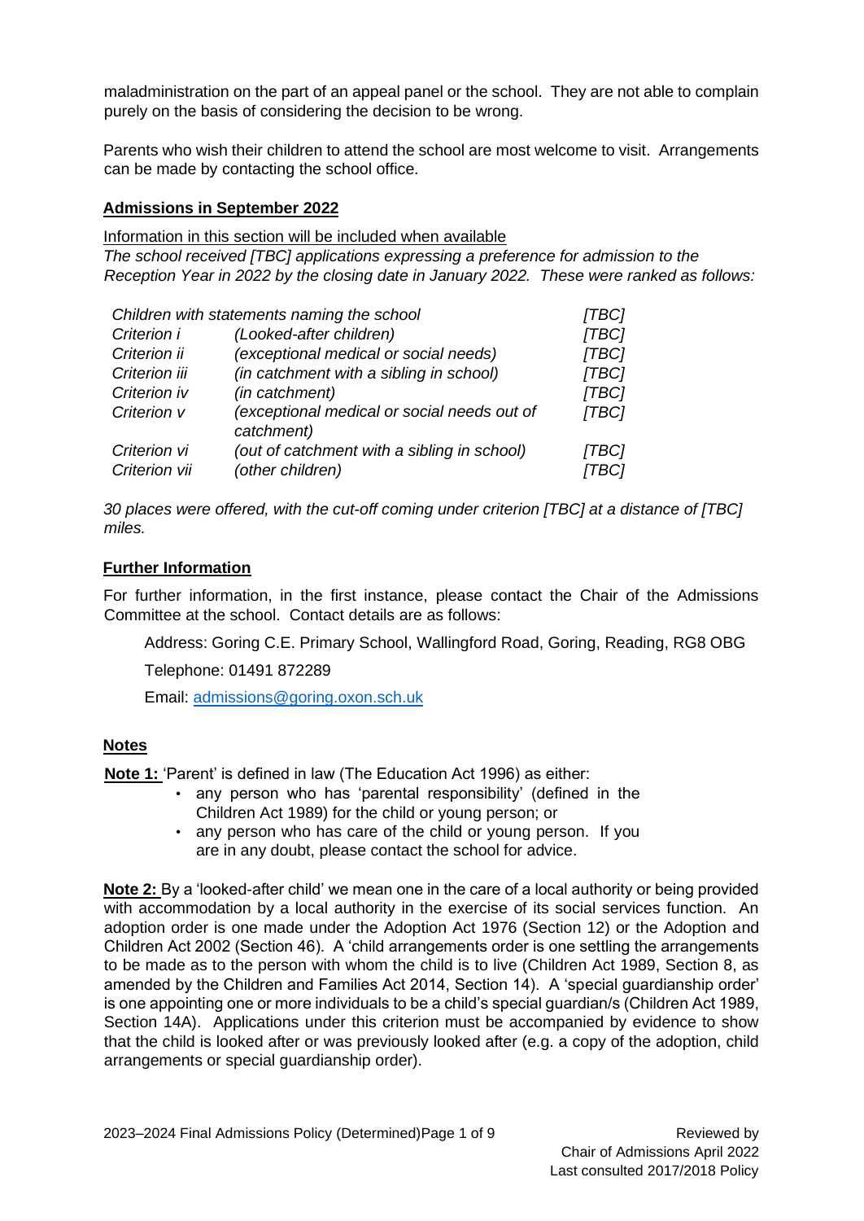maladministration on the part of an appeal panel or the school. They are not able to complain purely on the basis of considering the decision to be wrong.

Parents who wish their children to attend the school are most welcome to visit. Arrangements can be made by contacting the school office.

**Admissions in September 2022**

Information in this section will be included when available

*The school received [TBC] applications expressing a preference for admission to the Reception Year in 2022 by the closing date in January 2022. These were ranked as follows:*

| | | |
|---|---|---|
| *Children with statements naming the school* | | *[TBC]* |
| *Criterion i* | *(Looked-after children)* | *[TBC]* |
| *Criterion ii* | *(exceptional medical or social needs)* | *[TBC]* |
| *Criterion iii* | *(in catchment with a sibling in school)* | *[TBC]* |
| *Criterion iv* | *(in catchment)* | *[TBC]* |
| *Criterion v* | *(exceptional medical or social needs out of catchment)* | *[TBC]* |
| *Criterion vi* | *(out of catchment with a sibling in school)* | *[TBC]* |
| *Criterion vii* | *(other children)* | *[TBC]* |

*30 places were offered, with the cut-off coming under criterion [TBC] at a distance of [TBC] miles.*

**Further Information**

For further information, in the first instance, please contact the Chair of the Admissions Committee at the school. Contact details are as follows:

Address: Goring C.E. Primary School, Wallingford Road, Goring, Reading, RG8 OBG

Telephone: 01491 872289

Email: admissions@goring.oxon.sch.uk

**Notes**

**Note 1:** 'Parent' is defined in law (The Education Act 1996) as either:

- any person who has 'parental responsibility' (defined in the Children Act 1989) for the child or young person; or
- any person who has care of the child or young person. If you are in any doubt, please contact the school for advice.

**Note 2:** By a 'looked-after child' we mean one in the care of a local authority or being provided with accommodation by a local authority in the exercise of its social services function. An adoption order is one made under the Adoption Act 1976 (Section 12) or the Adoption and Children Act 2002 (Section 46). A 'child arrangements order is one settling the arrangements to be made as to the person with whom the child is to live (Children Act 1989, Section 8, as amended by the Children and Families Act 2014, Section 14). A 'special guardianship order' is one appointing one or more individuals to be a child's special guardian/s (Children Act 1989, Section 14A). Applications under this criterion must be accompanied by evidence to show that the child is looked after or was previously looked after (e.g. a copy of the adoption, child arrangements or special guardianship order).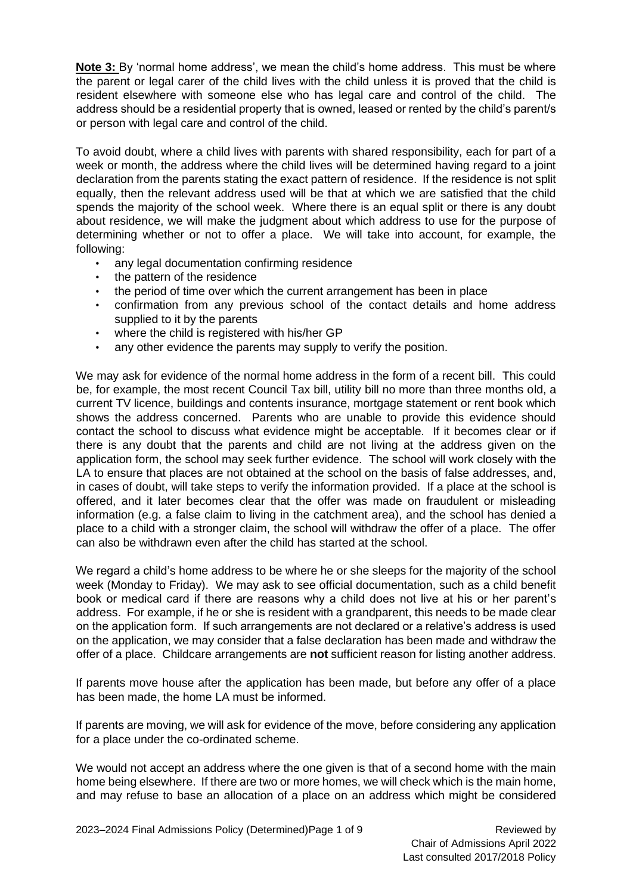**Note 3:** By 'normal home address', we mean the child's home address. This must be where the parent or legal carer of the child lives with the child unless it is proved that the child is resident elsewhere with someone else who has legal care and control of the child. The address should be a residential property that is owned, leased or rented by the child's parent/s or person with legal care and control of the child.

To avoid doubt, where a child lives with parents with shared responsibility, each for part of a week or month, the address where the child lives will be determined having regard to a joint declaration from the parents stating the exact pattern of residence. If the residence is not split equally, then the relevant address used will be that at which we are satisfied that the child spends the majority of the school week. Where there is an equal split or there is any doubt about residence, we will make the judgment about which address to use for the purpose of determining whether or not to offer a place. We will take into account, for example, the following:

- any legal documentation confirming residence
- the pattern of the residence
- the period of time over which the current arrangement has been in place
- confirmation from any previous school of the contact details and home address supplied to it by the parents
- where the child is registered with his/her GP
- any other evidence the parents may supply to verify the position.

We may ask for evidence of the normal home address in the form of a recent bill. This could be, for example, the most recent Council Tax bill, utility bill no more than three months old, a current TV licence, buildings and contents insurance, mortgage statement or rent book which shows the address concerned. Parents who are unable to provide this evidence should contact the school to discuss what evidence might be acceptable. If it becomes clear or if there is any doubt that the parents and child are not living at the address given on the application form, the school may seek further evidence. The school will work closely with the LA to ensure that places are not obtained at the school on the basis of false addresses, and, in cases of doubt, will take steps to verify the information provided. If a place at the school is offered, and it later becomes clear that the offer was made on fraudulent or misleading information (e.g. a false claim to living in the catchment area), and the school has denied a place to a child with a stronger claim, the school will withdraw the offer of a place. The offer can also be withdrawn even after the child has started at the school.

We regard a child's home address to be where he or she sleeps for the majority of the school week (Monday to Friday). We may ask to see official documentation, such as a child benefit book or medical card if there are reasons why a child does not live at his or her parent's address. For example, if he or she is resident with a grandparent, this needs to be made clear on the application form. If such arrangements are not declared or a relative's address is used on the application, we may consider that a false declaration has been made and withdraw the offer of a place. Childcare arrangements are **not** sufficient reason for listing another address.

If parents move house after the application has been made, but before any offer of a place has been made, the home LA must be informed.

If parents are moving, we will ask for evidence of the move, before considering any application for a place under the co-ordinated scheme.

We would not accept an address where the one given is that of a second home with the main home being elsewhere. If there are two or more homes, we will check which is the main home, and may refuse to base an allocation of a place on an address which might be considered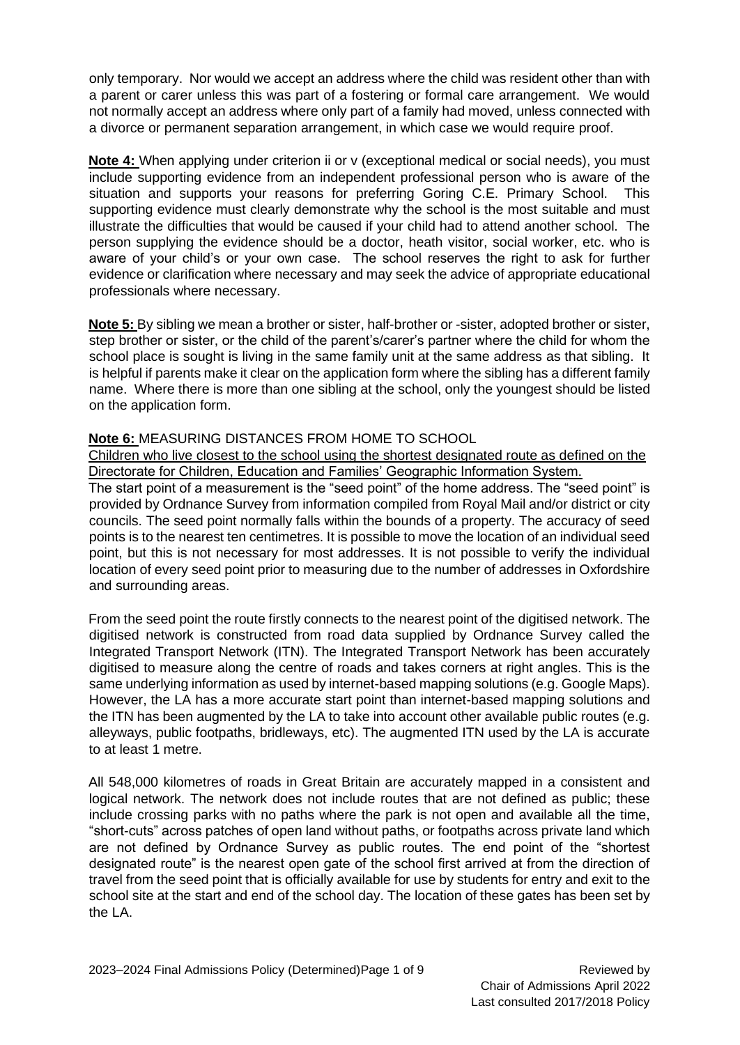only temporary. Nor would we accept an address where the child was resident other than with a parent or carer unless this was part of a fostering or formal care arrangement. We would not normally accept an address where only part of a family had moved, unless connected with a divorce or permanent separation arrangement, in which case we would require proof.

**Note 4:** When applying under criterion ii or v (exceptional medical or social needs), you must include supporting evidence from an independent professional person who is aware of the situation and supports your reasons for preferring Goring C.E. Primary School. This supporting evidence must clearly demonstrate why the school is the most suitable and must illustrate the difficulties that would be caused if your child had to attend another school. The person supplying the evidence should be a doctor, heath visitor, social worker, etc. who is aware of your child's or your own case. The school reserves the right to ask for further evidence or clarification where necessary and may seek the advice of appropriate educational professionals where necessary.

**Note 5:** By sibling we mean a brother or sister, half-brother or -sister, adopted brother or sister, step brother or sister, or the child of the parent's/carer's partner where the child for whom the school place is sought is living in the same family unit at the same address as that sibling. It is helpful if parents make it clear on the application form where the sibling has a different family name. Where there is more than one sibling at the school, only the youngest should be listed on the application form.

**Note 6:** MEASURING DISTANCES FROM HOME TO SCHOOL

Children who live closest to the school using the shortest designated route as defined on the Directorate for Children, Education and Families' Geographic Information System.

The start point of a measurement is the "seed point" of the home address. The "seed point" is provided by Ordnance Survey from information compiled from Royal Mail and/or district or city councils. The seed point normally falls within the bounds of a property. The accuracy of seed points is to the nearest ten centimetres. It is possible to move the location of an individual seed point, but this is not necessary for most addresses. It is not possible to verify the individual location of every seed point prior to measuring due to the number of addresses in Oxfordshire and surrounding areas.

From the seed point the route firstly connects to the nearest point of the digitised network. The digitised network is constructed from road data supplied by Ordnance Survey called the Integrated Transport Network (ITN). The Integrated Transport Network has been accurately digitised to measure along the centre of roads and takes corners at right angles. This is the same underlying information as used by internet-based mapping solutions (e.g. Google Maps). However, the LA has a more accurate start point than internet-based mapping solutions and the ITN has been augmented by the LA to take into account other available public routes (e.g. alleyways, public footpaths, bridleways, etc). The augmented ITN used by the LA is accurate to at least 1 metre.

All 548,000 kilometres of roads in Great Britain are accurately mapped in a consistent and logical network. The network does not include routes that are not defined as public; these include crossing parks with no paths where the park is not open and available all the time, "short-cuts" across patches of open land without paths, or footpaths across private land which are not defined by Ordnance Survey as public routes. The end point of the "shortest designated route" is the nearest open gate of the school first arrived at from the direction of travel from the seed point that is officially available for use by students for entry and exit to the school site at the start and end of the school day. The location of these gates has been set by the LA.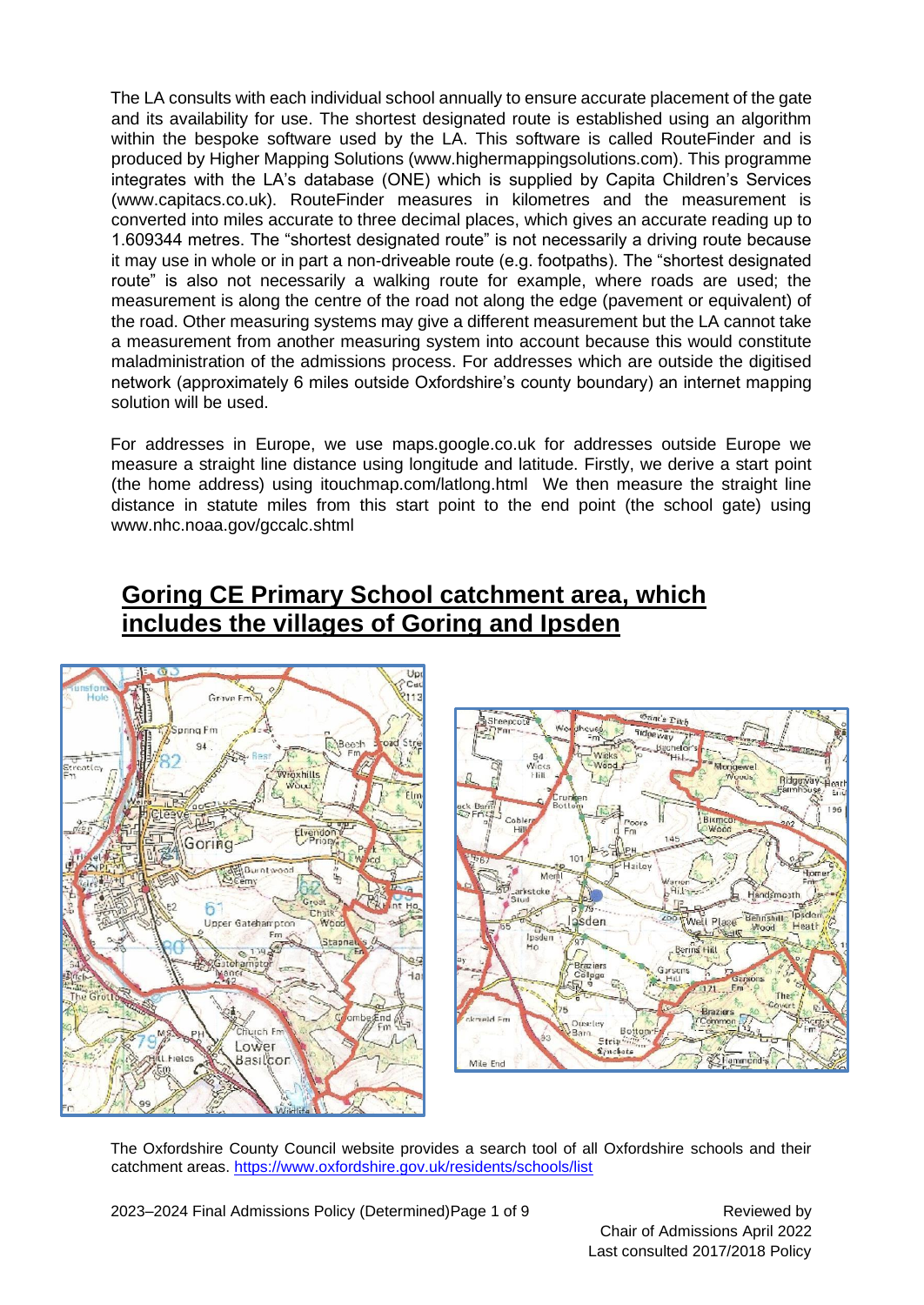The LA consults with each individual school annually to ensure accurate placement of the gate and its availability for use. The shortest designated route is established using an algorithm within the bespoke software used by the LA. This software is called RouteFinder and is produced by Higher Mapping Solutions (www.highermappingsolutions.com). This programme integrates with the LA's database (ONE) which is supplied by Capita Children's Services (www.capitacs.co.uk). RouteFinder measures in kilometres and the measurement is converted into miles accurate to three decimal places, which gives an accurate reading up to 1.609344 metres. The "shortest designated route" is not necessarily a driving route because it may use in whole or in part a non-driveable route (e.g. footpaths). The "shortest designated route" is also not necessarily a walking route for example, where roads are used; the measurement is along the centre of the road not along the edge (pavement or equivalent) of the road. Other measuring systems may give a different measurement but the LA cannot take a measurement from another measuring system into account because this would constitute maladministration of the admissions process. For addresses which are outside the digitised network (approximately 6 miles outside Oxfordshire's county boundary) an internet mapping solution will be used.

For addresses in Europe, we use maps.google.co.uk for addresses outside Europe we measure a straight line distance using longitude and latitude. Firstly, we derive a start point (the home address) using itouchmap.com/latlong.html We then measure the straight line distance in statute miles from this start point to the end point (the school gate) using www.nhc.noaa.gov/gccalc.shtml

## Goring CE Primary School catchment area, which includes the villages of Goring and Ipsden

The Oxfordshire County Council website provides a search tool of all Oxfordshire schools and their catchment areas. https://www.oxfordshire.gov.uk/residents/schools/list

Reviewed by Chair of Admissions April 2022
Last consulted 2017/2018 Policy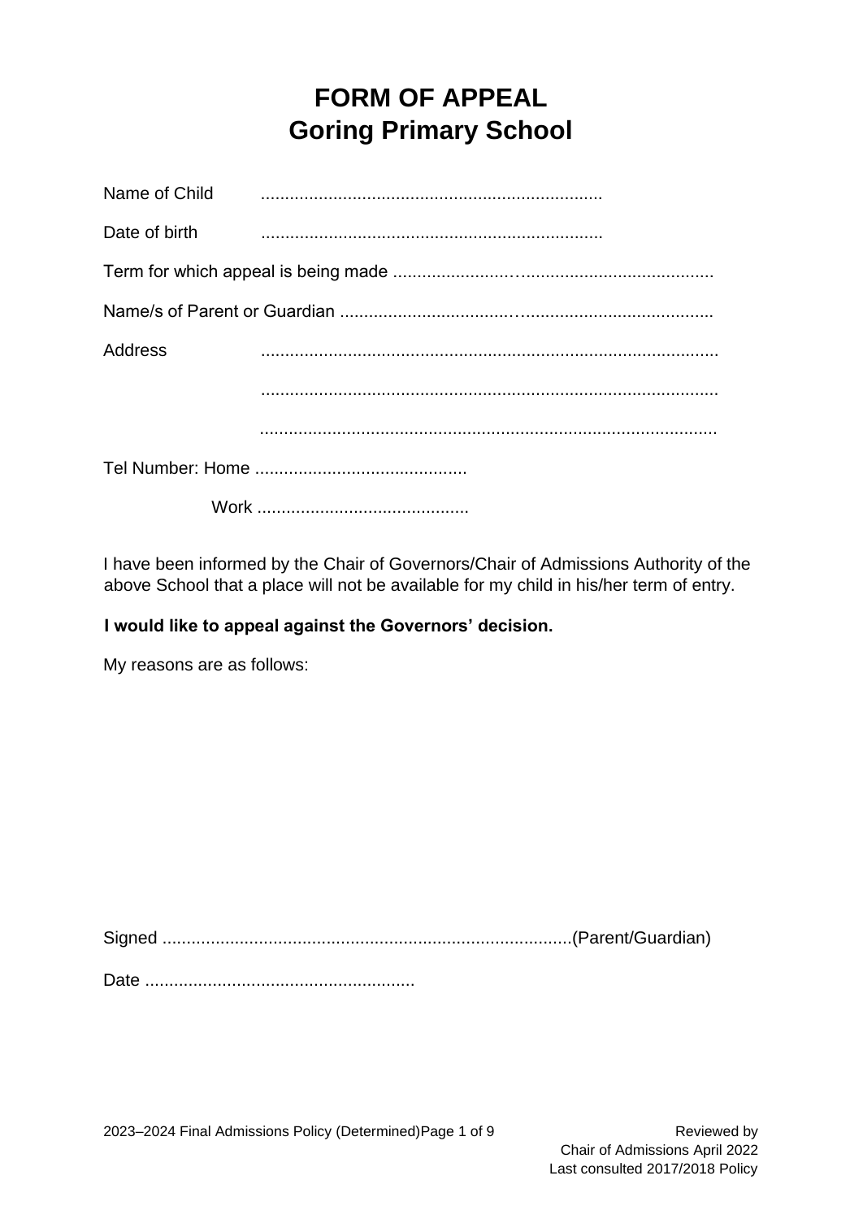# FORM OF APPEAL
# Goring Primary School

Name of Child ......................................................................

Date of birth ......................................................................

Term for which appeal is being made ...................….......................................

Name/s of Parent or Guardian ..............................….......................................

Address ..............................................................................................

..............................................................................................

..............................................................................................

Tel Number: Home ...........................................

Work ...........................................

I have been informed by the Chair of Governors/Chair of Admissions Authority of the above School that a place will not be available for my child in his/her term of entry.

**I would like to appeal against the Governors' decision.**

My reasons are as follows:

Signed ....................................................................................(Parent/Guardian)

Date .......................................................

2023–2024 Final Admissions Policy (Determined)

Reviewed by Chair of Admissions April 2022
Last consulted 2017/2018 Policy